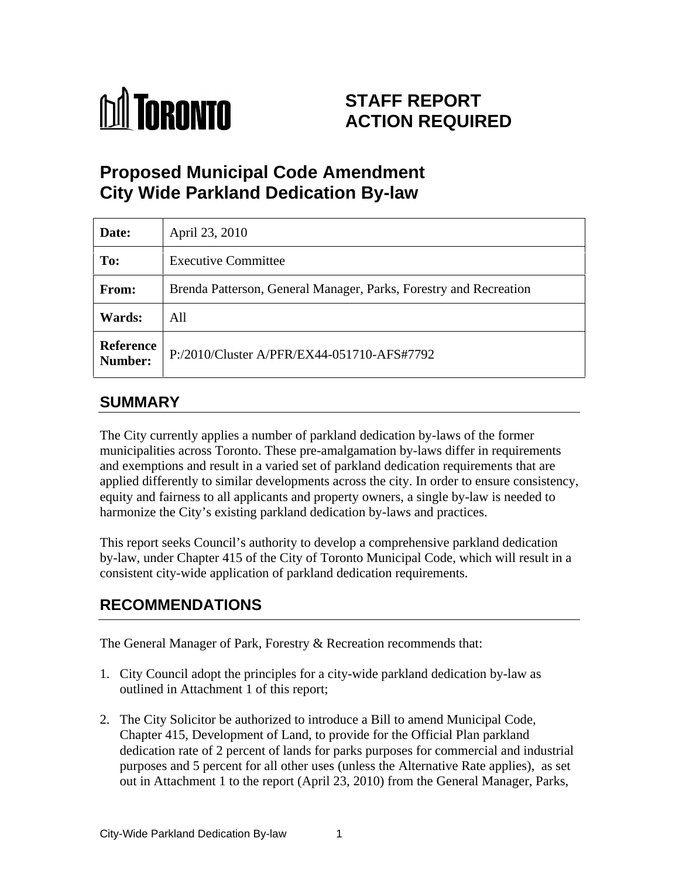TORONTO

# STAFF REPORT ACTION REQUIRED

# Proposed Municipal Code Amendment City Wide Parkland Dedication By-law

| Date: | April 23, 2010 |
|---|---|
| To: | Executive Committee |
| From: | Brenda Patterson, General Manager, Parks, Forestry and Recreation |
| Wards: | All |
| Reference Number: | P:/2010/Cluster A/PFR/EX44-051710-AFS#7792 |

## SUMMARY

The City currently applies a number of parkland dedication by-laws of the former municipalities across Toronto. These pre-amalgamation by-laws differ in requirements and exemptions and result in a varied set of parkland dedication requirements that are applied differently to similar developments across the city. In order to ensure consistency, equity and fairness to all applicants and property owners, a single by-law is needed to harmonize the City's existing parkland dedication by-laws and practices.

This report seeks Council's authority to develop a comprehensive parkland dedication by-law, under Chapter 415 of the City of Toronto Municipal Code, which will result in a consistent city-wide application of parkland dedication requirements.

## RECOMMENDATIONS

The General Manager of Park, Forestry & Recreation recommends that:

1. City Council adopt the principles for a city-wide parkland dedication by-law as outlined in Attachment 1 of this report;

2. The City Solicitor be authorized to introduce a Bill to amend Municipal Code, Chapter 415, Development of Land, to provide for the Official Plan parkland dedication rate of 2 percent of lands for parks purposes for commercial and industrial purposes and 5 percent for all other uses (unless the Alternative Rate applies), as set out in Attachment 1 to the report (April 23, 2010) from the General Manager, Parks,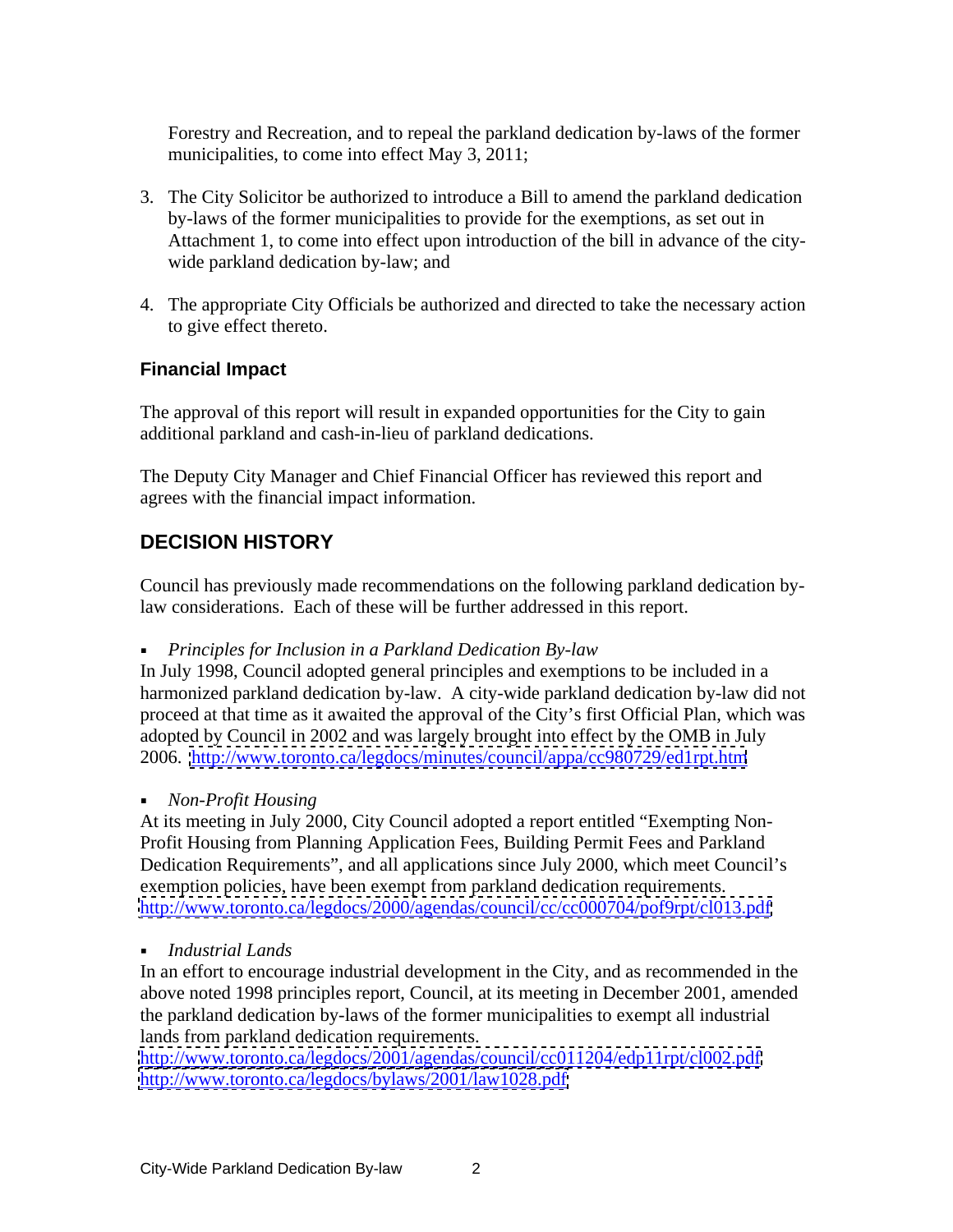Forestry and Recreation, and to repeal the parkland dedication by-laws of the former municipalities, to come into effect May 3, 2011;

3. The City Solicitor be authorized to introduce a Bill to amend the parkland dedication by-laws of the former municipalities to provide for the exemptions, as set out in Attachment 1, to come into effect upon introduction of the bill in advance of the city-wide parkland dedication by-law; and

4. The appropriate City Officials be authorized and directed to take the necessary action to give effect thereto.

### Financial Impact

The approval of this report will result in expanded opportunities for the City to gain additional parkland and cash-in-lieu of parkland dedications.

The Deputy City Manager and Chief Financial Officer has reviewed this report and agrees with the financial impact information.

## DECISION HISTORY

Council has previously made recommendations on the following parkland dedication by-law considerations. Each of these will be further addressed in this report.

- *Principles for Inclusion in a Parkland Dedication By-law*

In July 1998, Council adopted general principles and exemptions to be included in a harmonized parkland dedication by-law. A city-wide parkland dedication by-law did not proceed at that time as it awaited the approval of the City's first Official Plan, which was adopted by Council in 2002 and was largely brought into effect by the OMB in July 2006. http://www.toronto.ca/legdocs/minutes/council/appa/cc980729/ed1rpt.htm

- *Non-Profit Housing*

At its meeting in July 2000, City Council adopted a report entitled "Exempting Non-Profit Housing from Planning Application Fees, Building Permit Fees and Parkland Dedication Requirements", and all applications since July 2000, which meet Council's exemption policies, have been exempt from parkland dedication requirements. http://www.toronto.ca/legdocs/2000/agendas/council/cc/cc000704/pof9rpt/cl013.pdf

- *Industrial Lands*

In an effort to encourage industrial development in the City, and as recommended in the above noted 1998 principles report, Council, at its meeting in December 2001, amended the parkland dedication by-laws of the former municipalities to exempt all industrial lands from parkland dedication requirements.
http://www.toronto.ca/legdocs/2001/agendas/council/cc011204/edp11rpt/cl002.pdf
http://www.toronto.ca/legdocs/bylaws/2001/law1028.pdf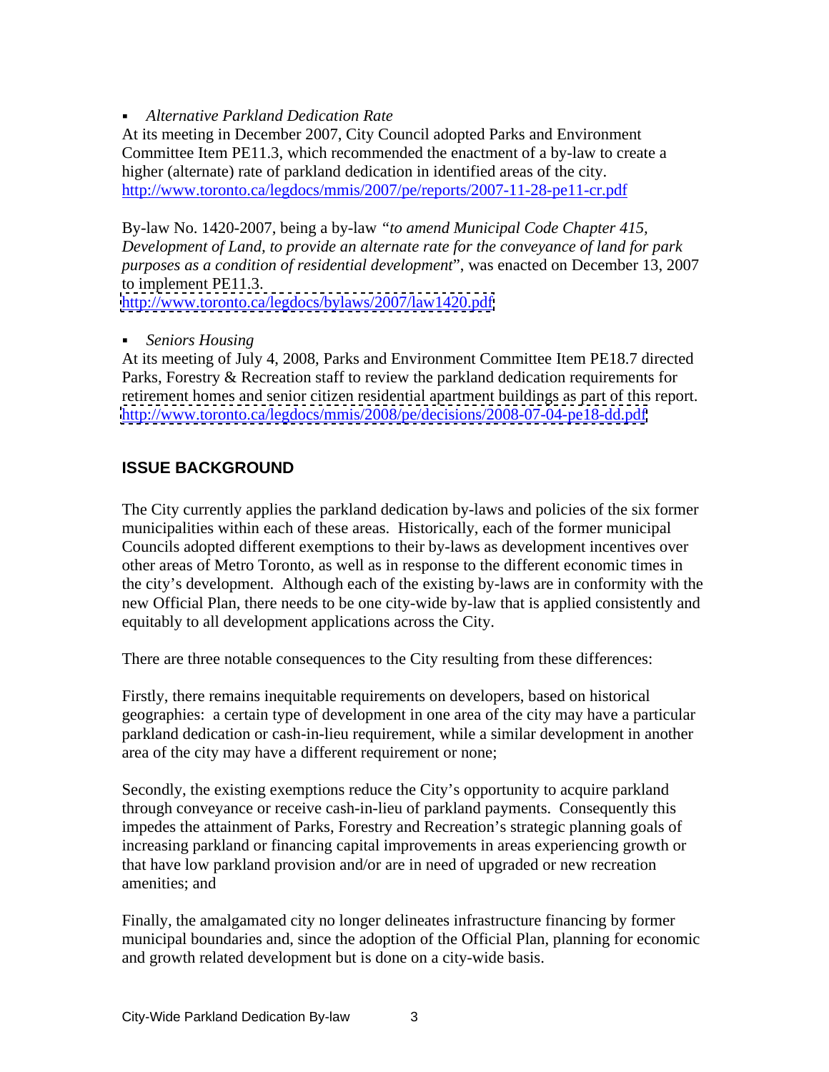- *Alternative Parkland Dedication Rate*

At its meeting in December 2007, City Council adopted Parks and Environment Committee Item PE11.3, which recommended the enactment of a by-law to create a higher (alternate) rate of parkland dedication in identified areas of the city.
http://www.toronto.ca/legdocs/mmis/2007/pe/reports/2007-11-28-pe11-cr.pdf

By-law No. 1420-2007, being a by-law *"to amend Municipal Code Chapter 415, Development of Land, to provide an alternate rate for the conveyance of land for park purposes as a condition of residential development"*, was enacted on December 13, 2007 to implement PE11.3.
http://www.toronto.ca/legdocs/bylaws/2007/law1420.pdf

- *Seniors Housing*

At its meeting of July 4, 2008, Parks and Environment Committee Item PE18.7 directed Parks, Forestry & Recreation staff to review the parkland dedication requirements for retirement homes and senior citizen residential apartment buildings as part of this report.
http://www.toronto.ca/legdocs/mmis/2008/pe/decisions/2008-07-04-pe18-dd.pdf

## ISSUE BACKGROUND

The City currently applies the parkland dedication by-laws and policies of the six former municipalities within each of these areas. Historically, each of the former municipal Councils adopted different exemptions to their by-laws as development incentives over other areas of Metro Toronto, as well as in response to the different economic times in the city's development. Although each of the existing by-laws are in conformity with the new Official Plan, there needs to be one city-wide by-law that is applied consistently and equitably to all development applications across the City.

There are three notable consequences to the City resulting from these differences:

Firstly, there remains inequitable requirements on developers, based on historical geographies: a certain type of development in one area of the city may have a particular parkland dedication or cash-in-lieu requirement, while a similar development in another area of the city may have a different requirement or none;

Secondly, the existing exemptions reduce the City's opportunity to acquire parkland through conveyance or receive cash-in-lieu of parkland payments. Consequently this impedes the attainment of Parks, Forestry and Recreation's strategic planning goals of increasing parkland or financing capital improvements in areas experiencing growth or that have low parkland provision and/or are in need of upgraded or new recreation amenities; and

Finally, the amalgamated city no longer delineates infrastructure financing by former municipal boundaries and, since the adoption of the Official Plan, planning for economic and growth related development but is done on a city-wide basis.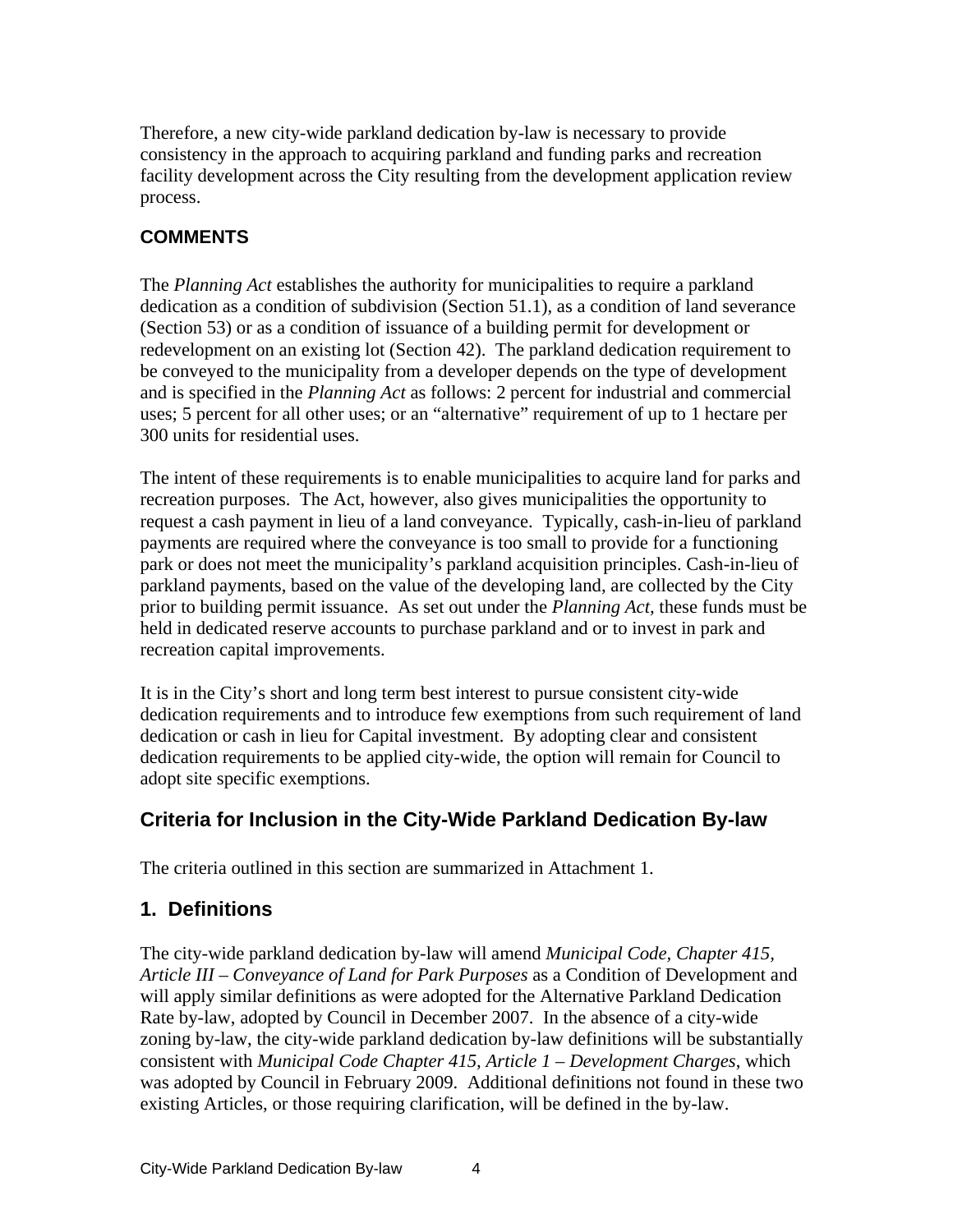Therefore, a new city-wide parkland dedication by-law is necessary to provide consistency in the approach to acquiring parkland and funding parks and recreation facility development across the City resulting from the development application review process.

### COMMENTS

The *Planning Act* establishes the authority for municipalities to require a parkland dedication as a condition of subdivision (Section 51.1), as a condition of land severance (Section 53) or as a condition of issuance of a building permit for development or redevelopment on an existing lot (Section 42). The parkland dedication requirement to be conveyed to the municipality from a developer depends on the type of development and is specified in the *Planning Act* as follows: 2 percent for industrial and commercial uses; 5 percent for all other uses; or an "alternative" requirement of up to 1 hectare per 300 units for residential uses.

The intent of these requirements is to enable municipalities to acquire land for parks and recreation purposes. The Act, however, also gives municipalities the opportunity to request a cash payment in lieu of a land conveyance. Typically, cash-in-lieu of parkland payments are required where the conveyance is too small to provide for a functioning park or does not meet the municipality's parkland acquisition principles. Cash-in-lieu of parkland payments, based on the value of the developing land, are collected by the City prior to building permit issuance. As set out under the *Planning Act,* these funds must be held in dedicated reserve accounts to purchase parkland and or to invest in park and recreation capital improvements.

It is in the City's short and long term best interest to pursue consistent city-wide dedication requirements and to introduce few exemptions from such requirement of land dedication or cash in lieu for Capital investment. By adopting clear and consistent dedication requirements to be applied city-wide, the option will remain for Council to adopt site specific exemptions.

## Criteria for Inclusion in the City-Wide Parkland Dedication By-law

The criteria outlined in this section are summarized in Attachment 1.

## 1. Definitions

The city-wide parkland dedication by-law will amend *Municipal Code, Chapter 415, Article III – Conveyance of Land for Park Purposes* as a Condition of Development and will apply similar definitions as were adopted for the Alternative Parkland Dedication Rate by-law, adopted by Council in December 2007. In the absence of a city-wide zoning by-law, the city-wide parkland dedication by-law definitions will be substantially consistent with *Municipal Code Chapter 415, Article 1 – Development Charges*, which was adopted by Council in February 2009. Additional definitions not found in these two existing Articles, or those requiring clarification, will be defined in the by-law.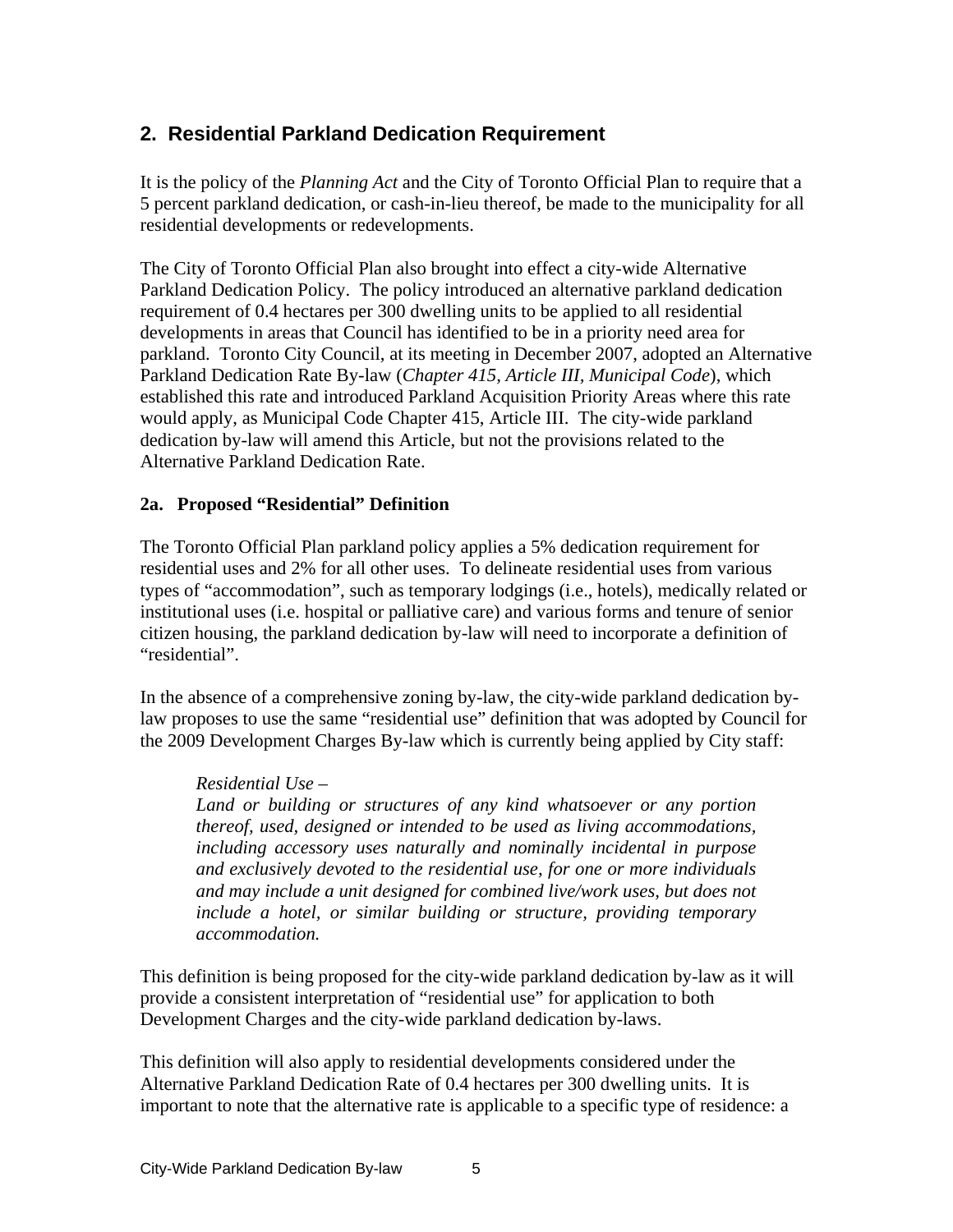## 2. Residential Parkland Dedication Requirement

It is the policy of the *Planning Act* and the City of Toronto Official Plan to require that a 5 percent parkland dedication, or cash-in-lieu thereof, be made to the municipality for all residential developments or redevelopments.

The City of Toronto Official Plan also brought into effect a city-wide Alternative Parkland Dedication Policy. The policy introduced an alternative parkland dedication requirement of 0.4 hectares per 300 dwelling units to be applied to all residential developments in areas that Council has identified to be in a priority need area for parkland. Toronto City Council, at its meeting in December 2007, adopted an Alternative Parkland Dedication Rate By-law (*Chapter 415, Article III, Municipal Code*), which established this rate and introduced Parkland Acquisition Priority Areas where this rate would apply, as Municipal Code Chapter 415, Article III. The city-wide parkland dedication by-law will amend this Article, but not the provisions related to the Alternative Parkland Dedication Rate.

### 2a. Proposed "Residential" Definition

The Toronto Official Plan parkland policy applies a 5% dedication requirement for residential uses and 2% for all other uses. To delineate residential uses from various types of "accommodation", such as temporary lodgings (i.e., hotels), medically related or institutional uses (i.e. hospital or palliative care) and various forms and tenure of senior citizen housing, the parkland dedication by-law will need to incorporate a definition of "residential".

In the absence of a comprehensive zoning by-law, the city-wide parkland dedication by-law proposes to use the same "residential use" definition that was adopted by Council for the 2009 Development Charges By-law which is currently being applied by City staff:

> *Residential Use –*
> *Land or building or structures of any kind whatsoever or any portion thereof, used, designed or intended to be used as living accommodations, including accessory uses naturally and nominally incidental in purpose and exclusively devoted to the residential use, for one or more individuals and may include a unit designed for combined live/work uses, but does not include a hotel, or similar building or structure, providing temporary accommodation.*

This definition is being proposed for the city-wide parkland dedication by-law as it will provide a consistent interpretation of "residential use" for application to both Development Charges and the city-wide parkland dedication by-laws.

This definition will also apply to residential developments considered under the Alternative Parkland Dedication Rate of 0.4 hectares per 300 dwelling units. It is important to note that the alternative rate is applicable to a specific type of residence: a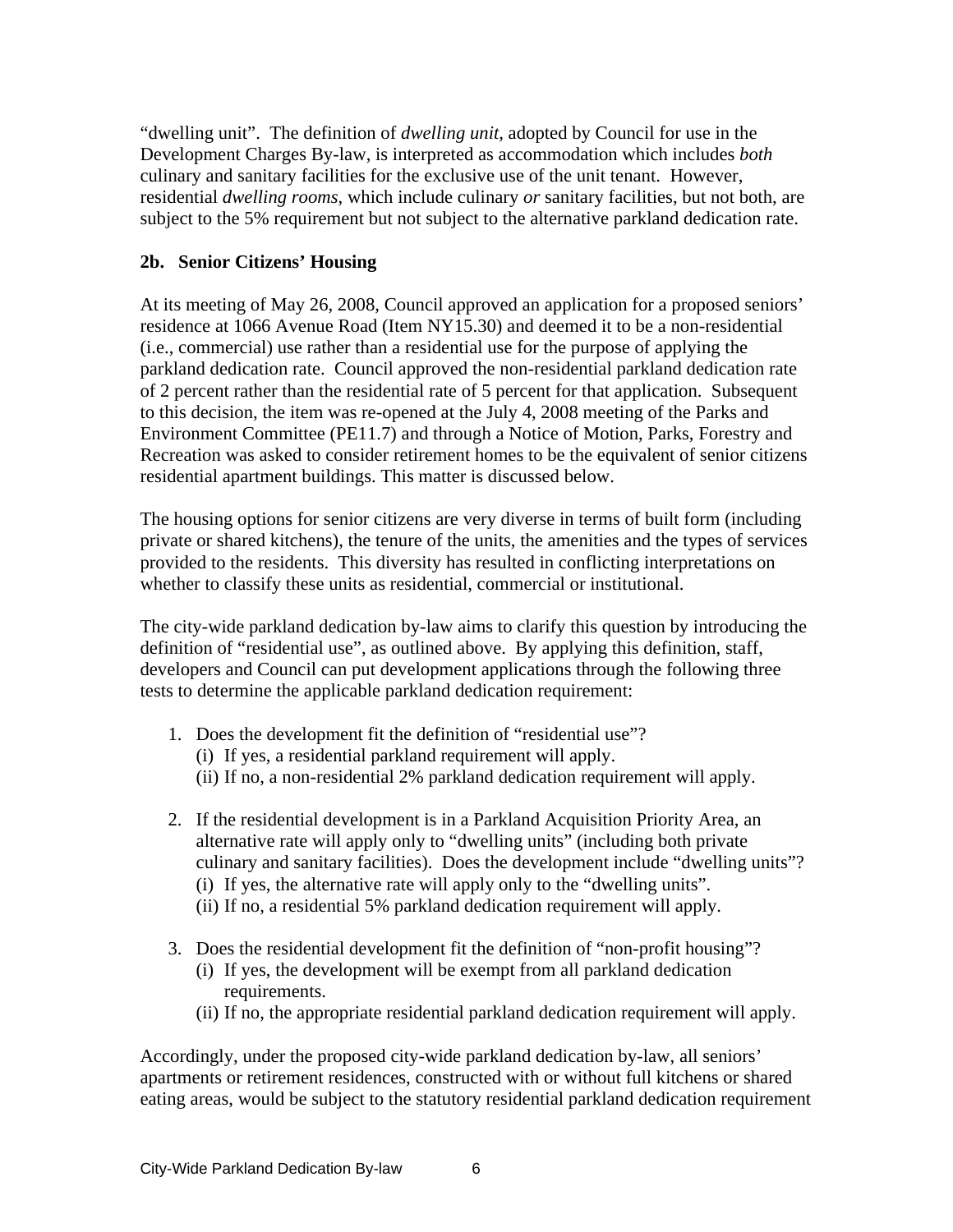"dwelling unit". The definition of *dwelling unit*, adopted by Council for use in the Development Charges By-law, is interpreted as accommodation which includes *both* culinary and sanitary facilities for the exclusive use of the unit tenant. However, residential *dwelling rooms*, which include culinary *or* sanitary facilities, but not both, are subject to the 5% requirement but not subject to the alternative parkland dedication rate.

**2b. Senior Citizens' Housing**

At its meeting of May 26, 2008, Council approved an application for a proposed seniors' residence at 1066 Avenue Road (Item NY15.30) and deemed it to be a non-residential (i.e., commercial) use rather than a residential use for the purpose of applying the parkland dedication rate. Council approved the non-residential parkland dedication rate of 2 percent rather than the residential rate of 5 percent for that application. Subsequent to this decision, the item was re-opened at the July 4, 2008 meeting of the Parks and Environment Committee (PE11.7) and through a Notice of Motion, Parks, Forestry and Recreation was asked to consider retirement homes to be the equivalent of senior citizens residential apartment buildings. This matter is discussed below.

The housing options for senior citizens are very diverse in terms of built form (including private or shared kitchens), the tenure of the units, the amenities and the types of services provided to the residents. This diversity has resulted in conflicting interpretations on whether to classify these units as residential, commercial or institutional.

The city-wide parkland dedication by-law aims to clarify this question by introducing the definition of "residential use", as outlined above. By applying this definition, staff, developers and Council can put development applications through the following three tests to determine the applicable parkland dedication requirement:

1. Does the development fit the definition of "residential use"?
   (i) If yes, a residential parkland requirement will apply.
   (ii) If no, a non-residential 2% parkland dedication requirement will apply.

2. If the residential development is in a Parkland Acquisition Priority Area, an alternative rate will apply only to "dwelling units" (including both private culinary and sanitary facilities). Does the development include "dwelling units"?
   (i) If yes, the alternative rate will apply only to the "dwelling units".
   (ii) If no, a residential 5% parkland dedication requirement will apply.

3. Does the residential development fit the definition of "non-profit housing"?
   (i) If yes, the development will be exempt from all parkland dedication requirements.
   (ii) If no, the appropriate residential parkland dedication requirement will apply.

Accordingly, under the proposed city-wide parkland dedication by-law, all seniors' apartments or retirement residences, constructed with or without full kitchens or shared eating areas, would be subject to the statutory residential parkland dedication requirement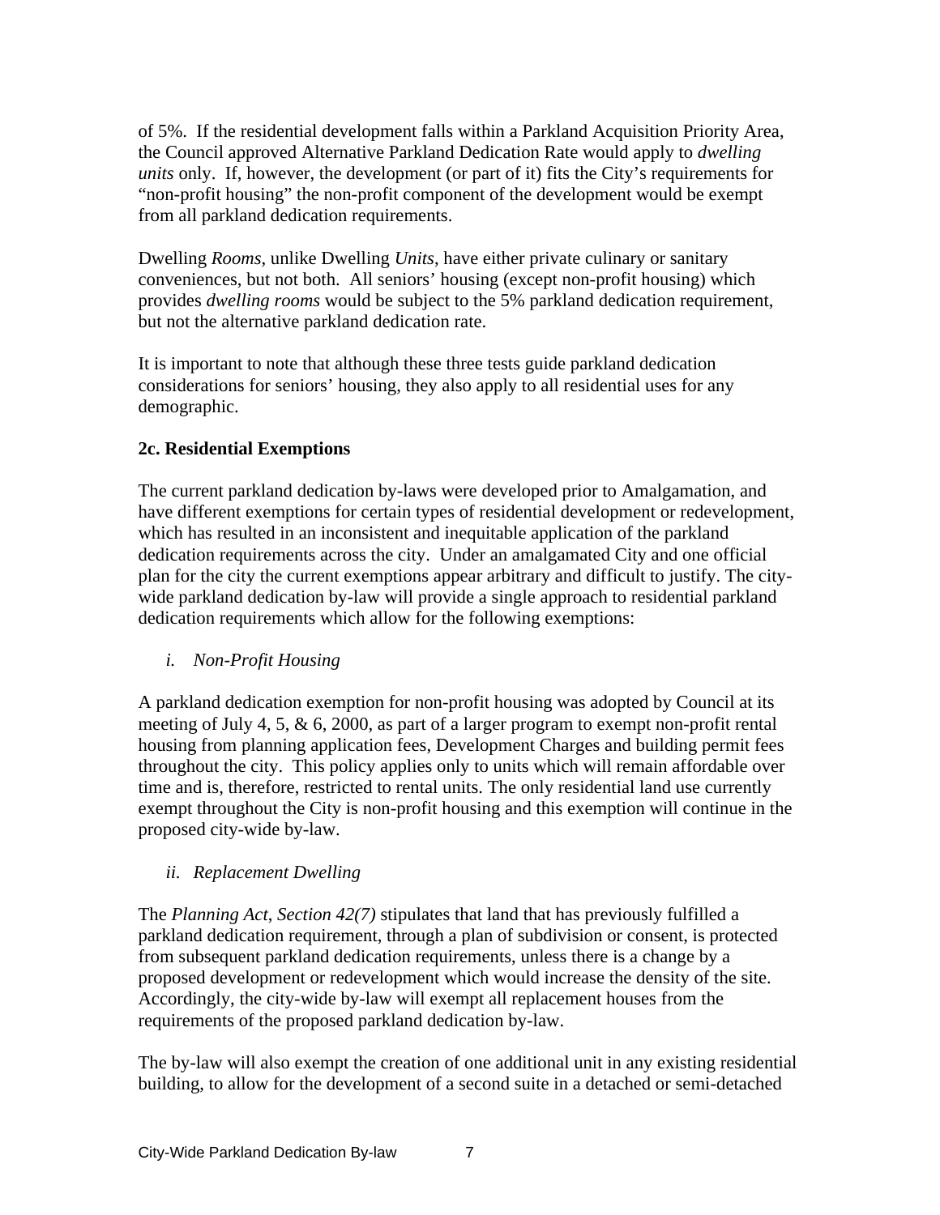of 5%. If the residential development falls within a Parkland Acquisition Priority Area, the Council approved Alternative Parkland Dedication Rate would apply to *dwelling units* only. If, however, the development (or part of it) fits the City's requirements for "non-profit housing" the non-profit component of the development would be exempt from all parkland dedication requirements.

Dwelling *Rooms*, unlike Dwelling *Units*, have either private culinary or sanitary conveniences, but not both. All seniors' housing (except non-profit housing) which provides *dwelling rooms* would be subject to the 5% parkland dedication requirement, but not the alternative parkland dedication rate.

It is important to note that although these three tests guide parkland dedication considerations for seniors' housing, they also apply to all residential uses for any demographic.

**2c. Residential Exemptions**

The current parkland dedication by-laws were developed prior to Amalgamation, and have different exemptions for certain types of residential development or redevelopment, which has resulted in an inconsistent and inequitable application of the parkland dedication requirements across the city. Under an amalgamated City and one official plan for the city the current exemptions appear arbitrary and difficult to justify. The city-wide parkland dedication by-law will provide a single approach to residential parkland dedication requirements which allow for the following exemptions:

*i. Non-Profit Housing*

A parkland dedication exemption for non-profit housing was adopted by Council at its meeting of July 4, 5, & 6, 2000, as part of a larger program to exempt non-profit rental housing from planning application fees, Development Charges and building permit fees throughout the city. This policy applies only to units which will remain affordable over time and is, therefore, restricted to rental units. The only residential land use currently exempt throughout the City is non-profit housing and this exemption will continue in the proposed city-wide by-law.

*ii. Replacement Dwelling*

The *Planning Act*, *Section 42(7)* stipulates that land that has previously fulfilled a parkland dedication requirement, through a plan of subdivision or consent, is protected from subsequent parkland dedication requirements, unless there is a change by a proposed development or redevelopment which would increase the density of the site. Accordingly, the city-wide by-law will exempt all replacement houses from the requirements of the proposed parkland dedication by-law.

The by-law will also exempt the creation of one additional unit in any existing residential building, to allow for the development of a second suite in a detached or semi-detached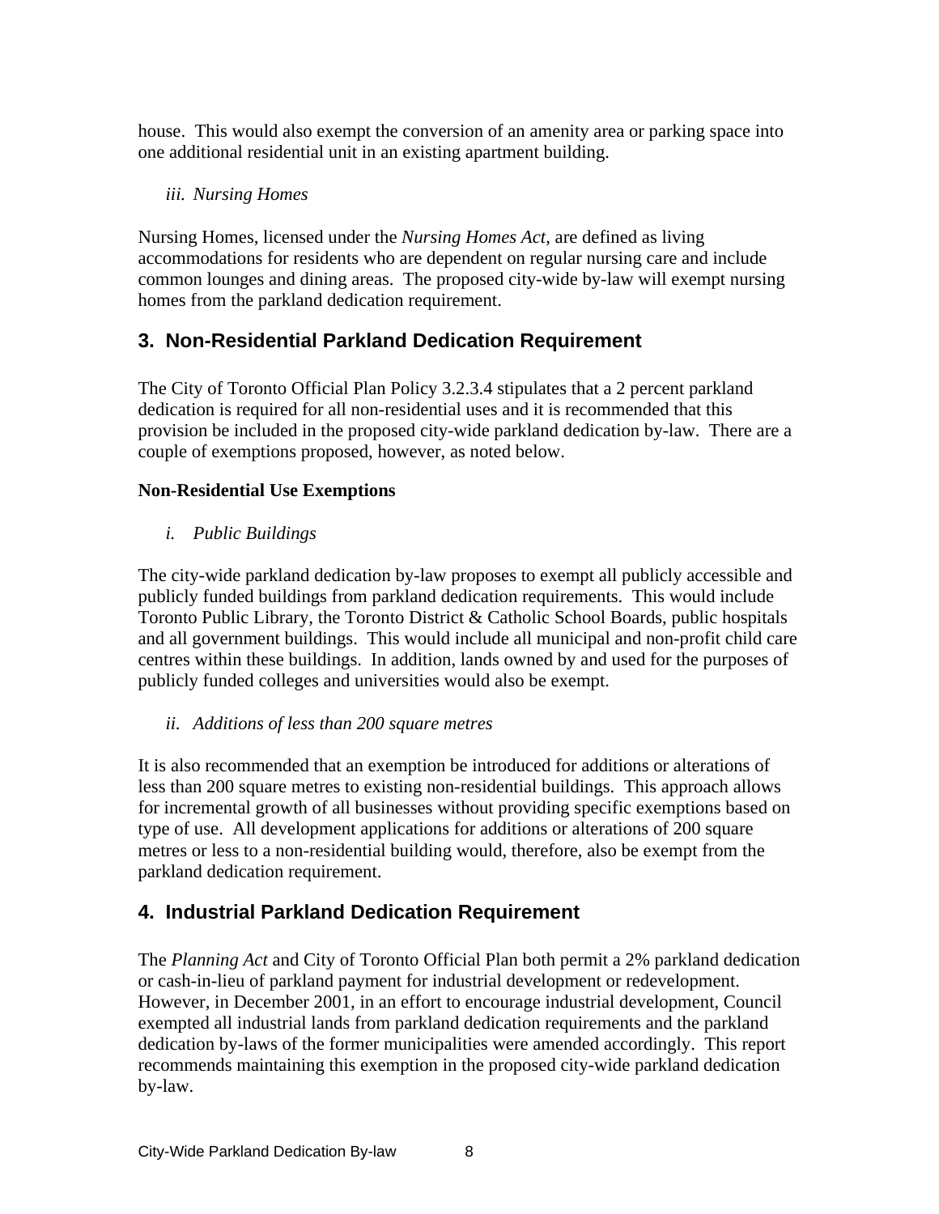house.  This would also exempt the conversion of an amenity area or parking space into one additional residential unit in an existing apartment building.

*iii. Nursing Homes*

Nursing Homes, licensed under the *Nursing Homes Act*, are defined as living accommodations for residents who are dependent on regular nursing care and include common lounges and dining areas.  The proposed city-wide by-law will exempt nursing homes from the parkland dedication requirement.

## 3.  Non-Residential Parkland Dedication Requirement

The City of Toronto Official Plan Policy 3.2.3.4 stipulates that a 2 percent parkland dedication is required for all non-residential uses and it is recommended that this provision be included in the proposed city-wide parkland dedication by-law.  There are a couple of exemptions proposed, however, as noted below.

**Non-Residential Use Exemptions**

*i. Public Buildings*

The city-wide parkland dedication by-law proposes to exempt all publicly accessible and publicly funded buildings from parkland dedication requirements.  This would include Toronto Public Library, the Toronto District & Catholic School Boards, public hospitals and all government buildings.  This would include all municipal and non-profit child care centres within these buildings.  In addition, lands owned by and used for the purposes of publicly funded colleges and universities would also be exempt.

*ii. Additions of less than 200 square metres*

It is also recommended that an exemption be introduced for additions or alterations of less than 200 square metres to existing non-residential buildings.  This approach allows for incremental growth of all businesses without providing specific exemptions based on type of use.  All development applications for additions or alterations of 200 square metres or less to a non-residential building would, therefore, also be exempt from the parkland dedication requirement.

## 4.  Industrial Parkland Dedication Requirement

The *Planning Act* and City of Toronto Official Plan both permit a 2% parkland dedication or cash-in-lieu of parkland payment for industrial development or redevelopment.  However, in December 2001, in an effort to encourage industrial development, Council exempted all industrial lands from parkland dedication requirements and the parkland dedication by-laws of the former municipalities were amended accordingly.  This report recommends maintaining this exemption in the proposed city-wide parkland dedication by-law.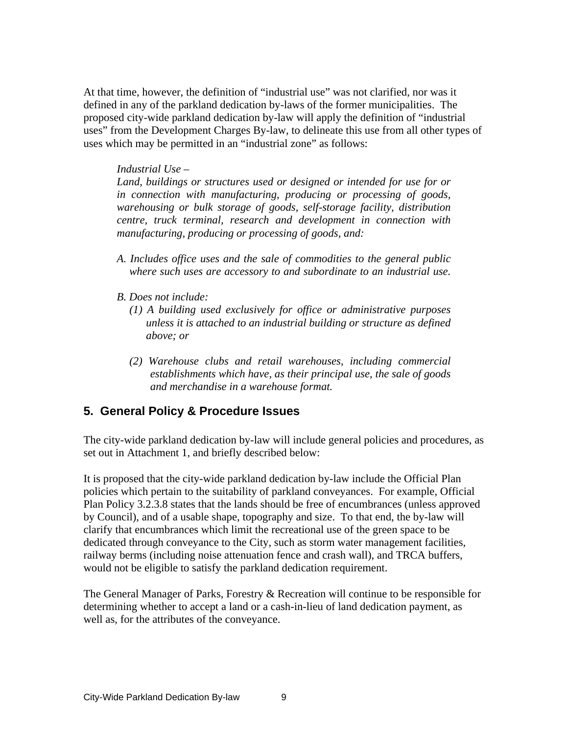At that time, however, the definition of "industrial use" was not clarified, nor was it defined in any of the parkland dedication by-laws of the former municipalities. The proposed city-wide parkland dedication by-law will apply the definition of "industrial uses" from the Development Charges By-law, to delineate this use from all other types of uses which may be permitted in an "industrial zone" as follows:

> *Industrial Use –*
> *Land, buildings or structures used or designed or intended for use for or in connection with manufacturing, producing or processing of goods, warehousing or bulk storage of goods, self-storage facility, distribution centre, truck terminal, research and development in connection with manufacturing, producing or processing of goods, and:*
>
> *A. Includes office uses and the sale of commodities to the general public where such uses are accessory to and subordinate to an industrial use.*
>
> *B. Does not include:*
> *(1) A building used exclusively for office or administrative purposes unless it is attached to an industrial building or structure as defined above; or*
>
> *(2) Warehouse clubs and retail warehouses, including commercial establishments which have, as their principal use, the sale of goods and merchandise in a warehouse format.*

## 5. General Policy & Procedure Issues

The city-wide parkland dedication by-law will include general policies and procedures, as set out in Attachment 1, and briefly described below:

It is proposed that the city-wide parkland dedication by-law include the Official Plan policies which pertain to the suitability of parkland conveyances. For example, Official Plan Policy 3.2.3.8 states that the lands should be free of encumbrances (unless approved by Council), and of a usable shape, topography and size. To that end, the by-law will clarify that encumbrances which limit the recreational use of the green space to be dedicated through conveyance to the City, such as storm water management facilities, railway berms (including noise attenuation fence and crash wall), and TRCA buffers, would not be eligible to satisfy the parkland dedication requirement.

The General Manager of Parks, Forestry & Recreation will continue to be responsible for determining whether to accept a land or a cash-in-lieu of land dedication payment, as well as, for the attributes of the conveyance.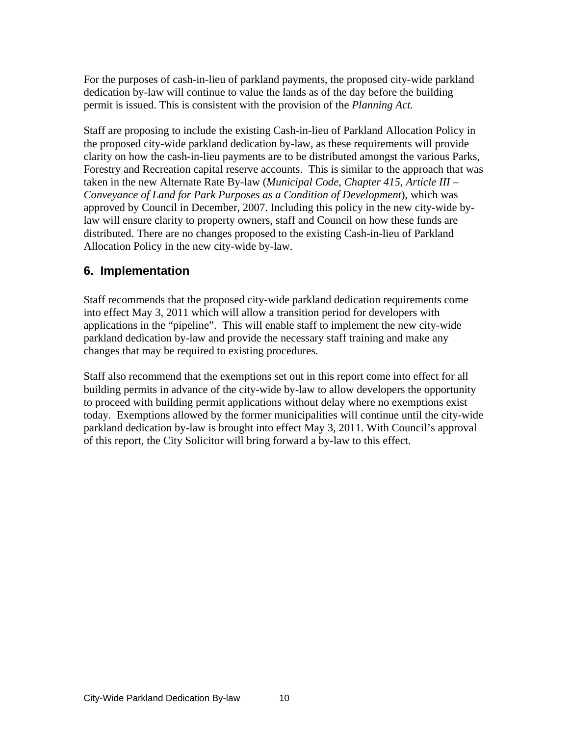For the purposes of cash-in-lieu of parkland payments, the proposed city-wide parkland dedication by-law will continue to value the lands as of the day before the building permit is issued. This is consistent with the provision of the *Planning Act.*

Staff are proposing to include the existing Cash-in-lieu of Parkland Allocation Policy in the proposed city-wide parkland dedication by-law, as these requirements will provide clarity on how the cash-in-lieu payments are to be distributed amongst the various Parks, Forestry and Recreation capital reserve accounts. This is similar to the approach that was taken in the new Alternate Rate By-law (*Municipal Code, Chapter 415, Article III – Conveyance of Land for Park Purposes as a Condition of Development*), which was approved by Council in December, 2007. Including this policy in the new city-wide by-law will ensure clarity to property owners, staff and Council on how these funds are distributed. There are no changes proposed to the existing Cash-in-lieu of Parkland Allocation Policy in the new city-wide by-law.

## 6. Implementation

Staff recommends that the proposed city-wide parkland dedication requirements come into effect May 3, 2011 which will allow a transition period for developers with applications in the "pipeline". This will enable staff to implement the new city-wide parkland dedication by-law and provide the necessary staff training and make any changes that may be required to existing procedures.

Staff also recommend that the exemptions set out in this report come into effect for all building permits in advance of the city-wide by-law to allow developers the opportunity to proceed with building permit applications without delay where no exemptions exist today. Exemptions allowed by the former municipalities will continue until the city-wide parkland dedication by-law is brought into effect May 3, 2011. With Council's approval of this report, the City Solicitor will bring forward a by-law to this effect.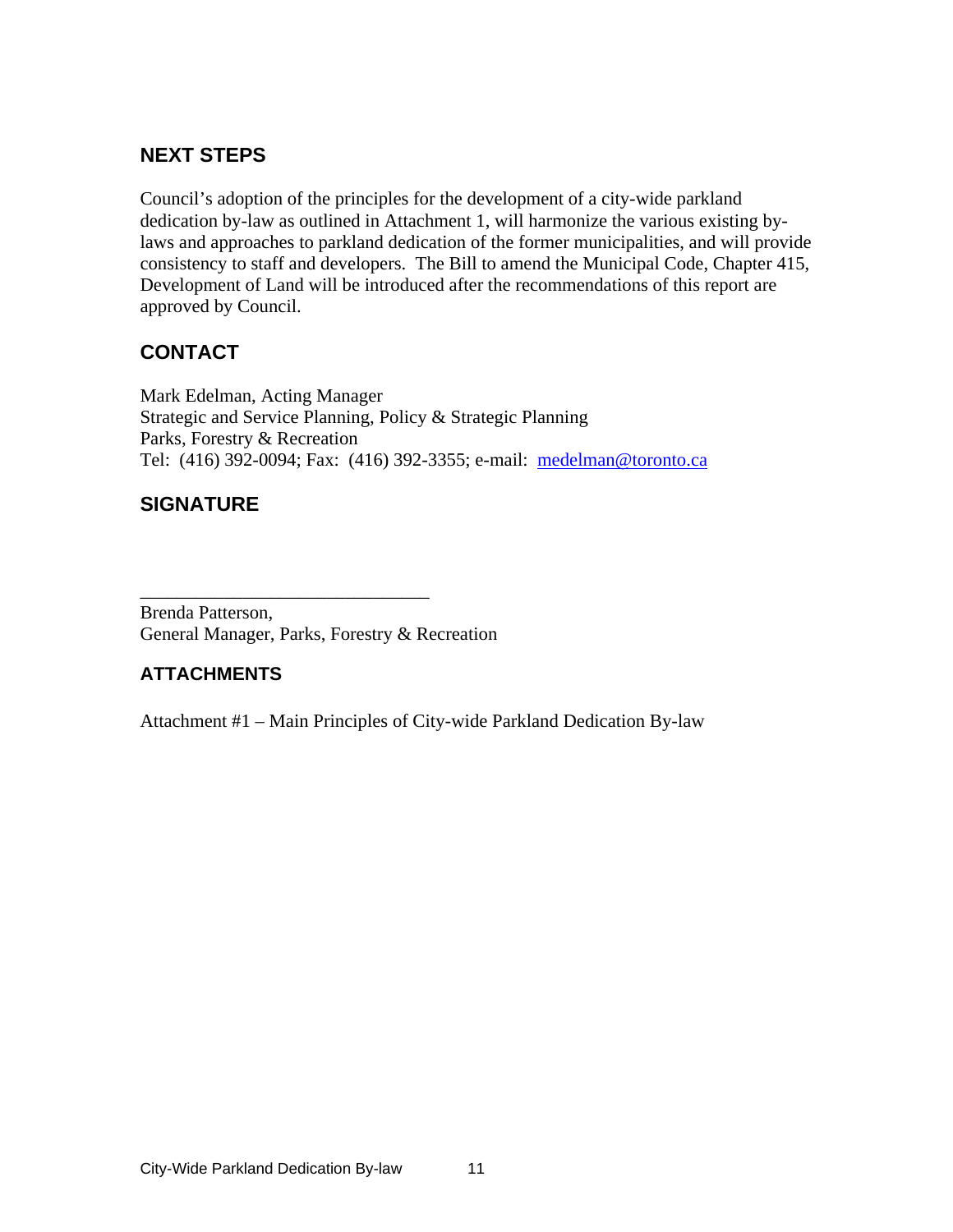## NEXT STEPS

Council's adoption of the principles for the development of a city-wide parkland dedication by-law as outlined in Attachment 1, will harmonize the various existing by-laws and approaches to parkland dedication of the former municipalities, and will provide consistency to staff and developers. The Bill to amend the Municipal Code, Chapter 415, Development of Land will be introduced after the recommendations of this report are approved by Council.

## CONTACT

Mark Edelman, Acting Manager
Strategic and Service Planning, Policy & Strategic Planning
Parks, Forestry & Recreation
Tel: (416) 392-0094; Fax: (416) 392-3355; e-mail: medelman@toronto.ca

## SIGNATURE

_______________________________

Brenda Patterson,
General Manager, Parks, Forestry & Recreation

## ATTACHMENTS

Attachment #1 – Main Principles of City-wide Parkland Dedication By-law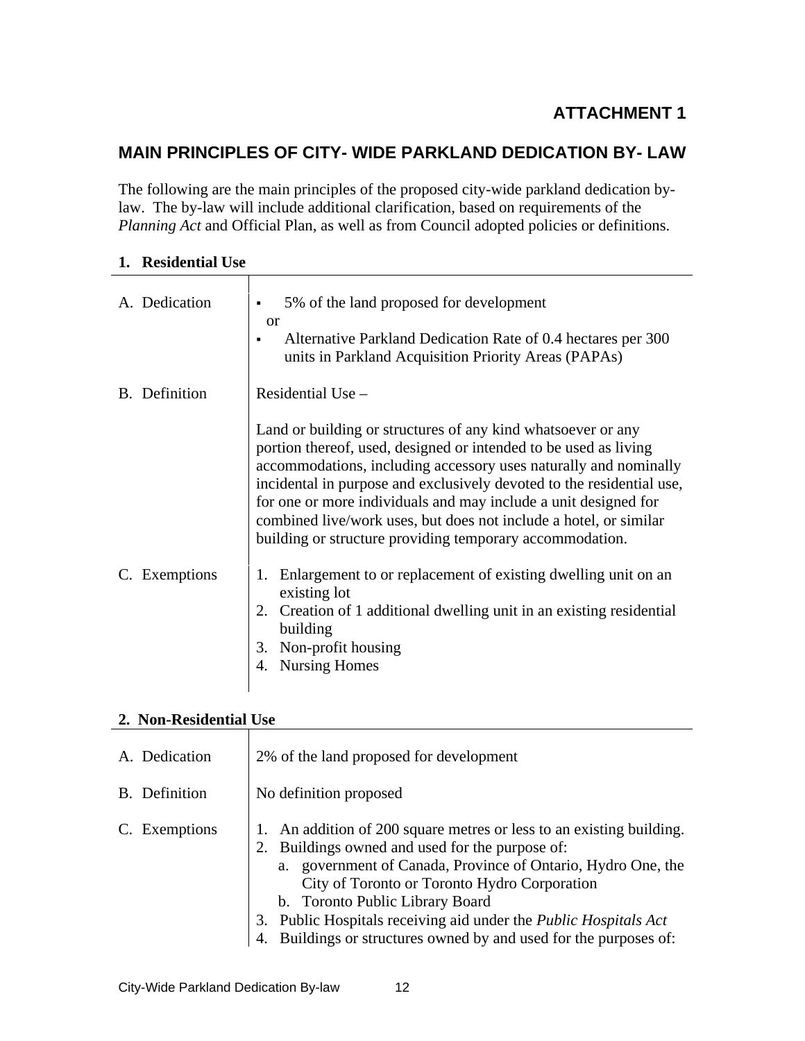**ATTACHMENT 1**

## MAIN PRINCIPLES OF CITY- WIDE PARKLAND DEDICATION BY- LAW

The following are the main principles of the proposed city-wide parkland dedication by-law. The by-law will include additional clarification, based on requirements of the *Planning Act* and Official Plan, as well as from Council adopted policies or definitions.

### 1. Residential Use

| | |
|---|---|
| A. Dedication | ▪ 5% of the land proposed for development<br>or<br>▪ Alternative Parkland Dedication Rate of 0.4 hectares per 300 units in Parkland Acquisition Priority Areas (PAPAs) |
| B. Definition | Residential Use –<br><br>Land or building or structures of any kind whatsoever or any portion thereof, used, designed or intended to be used as living accommodations, including accessory uses naturally and nominally incidental in purpose and exclusively devoted to the residential use, for one or more individuals and may include a unit designed for combined live/work uses, but does not include a hotel, or similar building or structure providing temporary accommodation. |
| C. Exemptions | 1. Enlargement to or replacement of existing dwelling unit on an existing lot<br>2. Creation of 1 additional dwelling unit in an existing residential building<br>3. Non-profit housing<br>4. Nursing Homes |

### 2. Non-Residential Use

| | |
|---|---|
| A. Dedication | 2% of the land proposed for development |
| B. Definition | No definition proposed |
| C. Exemptions | 1. An addition of 200 square metres or less to an existing building.<br>2. Buildings owned and used for the purpose of:<br>a. government of Canada, Province of Ontario, Hydro One, the City of Toronto or Toronto Hydro Corporation<br>b. Toronto Public Library Board<br>3. Public Hospitals receiving aid under the *Public Hospitals Act*<br>4. Buildings or structures owned by and used for the purposes of: |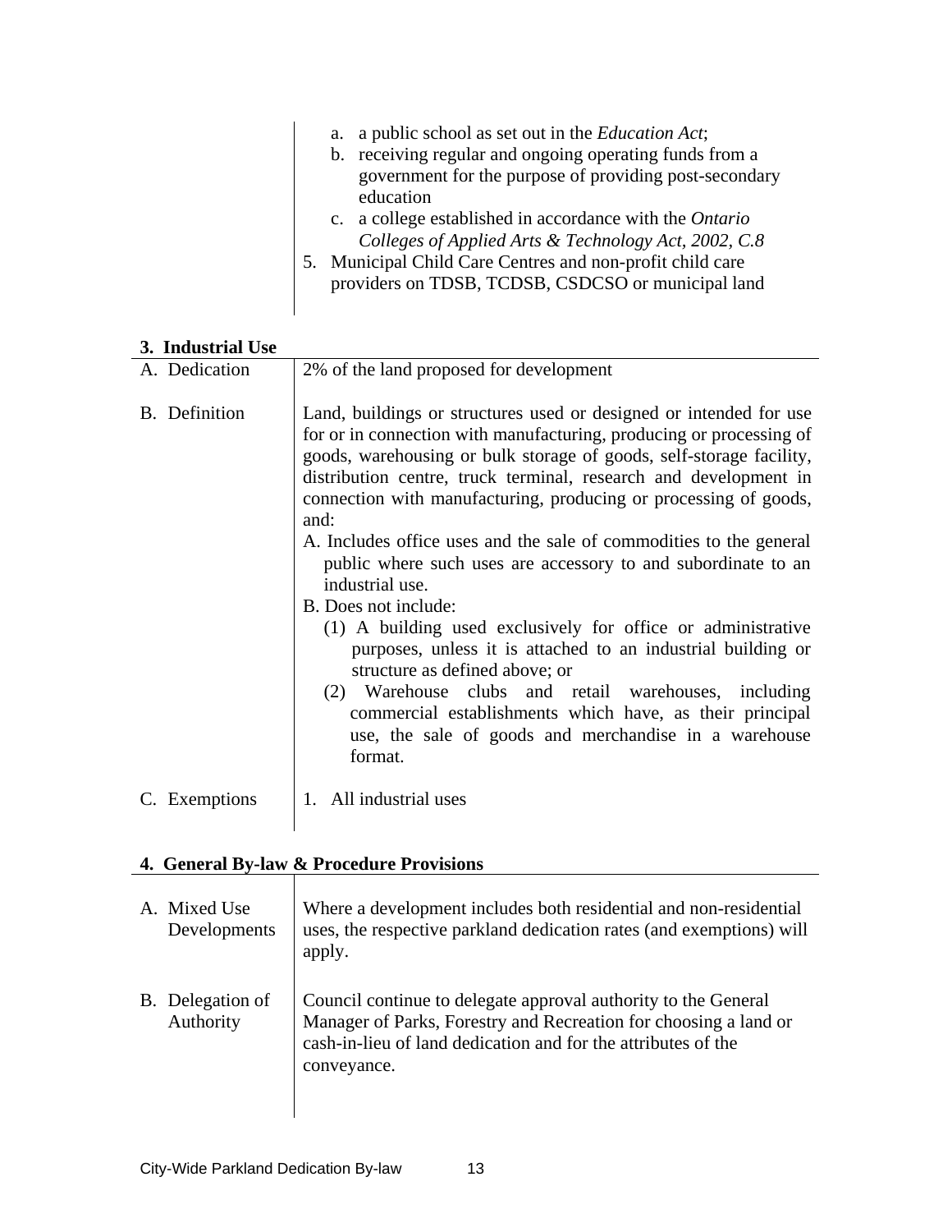| | |
|---|---|
| | a. a public school as set out in the *Education Act*;<br>b. receiving regular and ongoing operating funds from a government for the purpose of providing post-secondary education<br>c. a college established in accordance with the *Ontario Colleges of Applied Arts & Technology Act, 2002, C.8*<br>5. Municipal Child Care Centres and non-profit child care providers on TDSB, TCDSB, CSDCSO or municipal land |

**3. Industrial Use**

| | |
|---|---|
| A. Dedication | 2% of the land proposed for development |
| B. Definition | Land, buildings or structures used or designed or intended for use for or in connection with manufacturing, producing or processing of goods, warehousing or bulk storage of goods, self-storage facility, distribution centre, truck terminal, research and development in connection with manufacturing, producing or processing of goods, and:<br>A. Includes office uses and the sale of commodities to the general public where such uses are accessory to and subordinate to an industrial use.<br>B. Does not include:<br>(1) A building used exclusively for office or administrative purposes, unless it is attached to an industrial building or structure as defined above; or<br>(2) Warehouse clubs and retail warehouses, including commercial establishments which have, as their principal use, the sale of goods and merchandise in a warehouse format. |
| C. Exemptions | 1. All industrial uses |

**4. General By-law & Procedure Provisions**

| | |
|---|---|
| A. Mixed Use Developments | Where a development includes both residential and non-residential uses, the respective parkland dedication rates (and exemptions) will apply. |
| B. Delegation of Authority | Council continue to delegate approval authority to the General Manager of Parks, Forestry and Recreation for choosing a land or cash-in-lieu of land dedication and for the attributes of the conveyance. |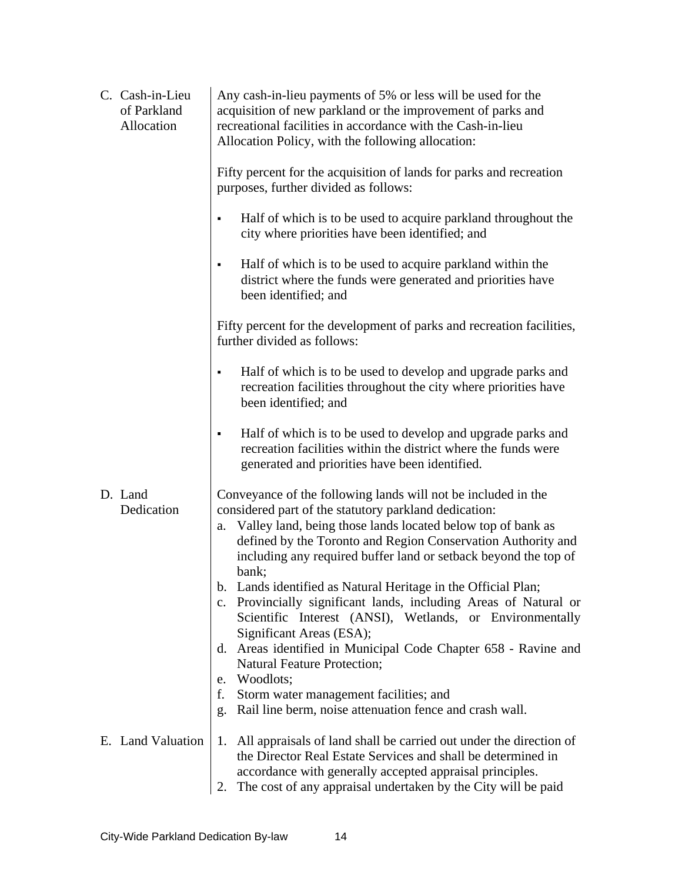### C. Cash-in-Lieu of Parkland Allocation

Any cash-in-lieu payments of 5% or less will be used for the acquisition of new parkland or the improvement of parks and recreational facilities in accordance with the Cash-in-lieu Allocation Policy, with the following allocation:

Fifty percent for the acquisition of lands for parks and recreation purposes, further divided as follows:

- Half of which is to be used to acquire parkland throughout the city where priorities have been identified; and
- Half of which is to be used to acquire parkland within the district where the funds were generated and priorities have been identified; and

Fifty percent for the development of parks and recreation facilities, further divided as follows:

- Half of which is to be used to develop and upgrade parks and recreation facilities throughout the city where priorities have been identified; and
- Half of which is to be used to develop and upgrade parks and recreation facilities within the district where the funds were generated and priorities have been identified.

### D. Land Dedication

Conveyance of the following lands will not be included in the considered part of the statutory parkland dedication:

a. Valley land, being those lands located below top of bank as defined by the Toronto and Region Conservation Authority and including any required buffer land or setback beyond the top of bank;
b. Lands identified as Natural Heritage in the Official Plan;
c. Provincially significant lands, including Areas of Natural or Scientific Interest (ANSI), Wetlands, or Environmentally Significant Areas (ESA);
d. Areas identified in Municipal Code Chapter 658 - Ravine and Natural Feature Protection;
e. Woodlots;
f. Storm water management facilities; and
g. Rail line berm, noise attenuation fence and crash wall.

### E. Land Valuation

1. All appraisals of land shall be carried out under the direction of the Director Real Estate Services and shall be determined in accordance with generally accepted appraisal principles.
2. The cost of any appraisal undertaken by the City will be paid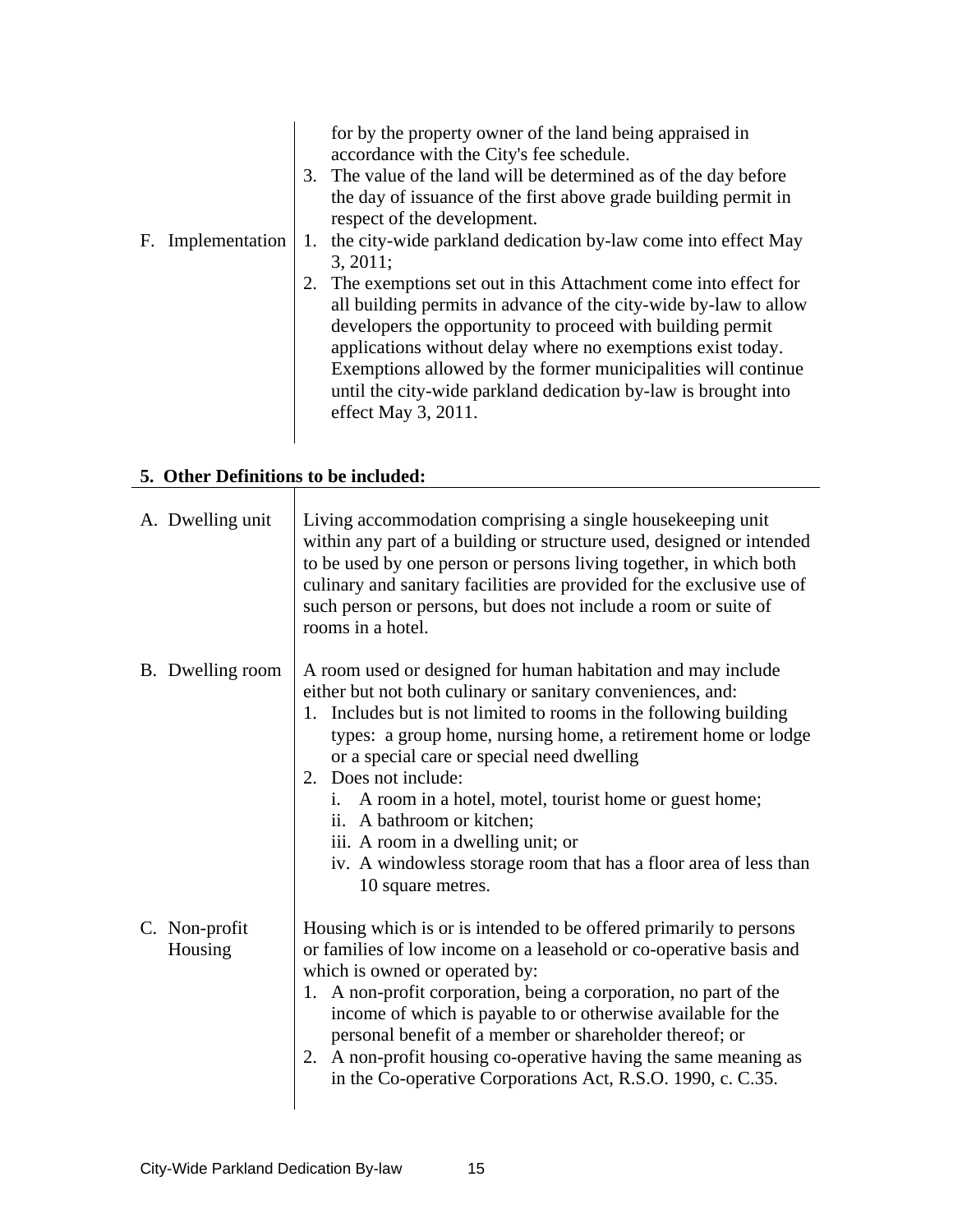| | |
|---|---|
| | for by the property owner of the land being appraised in accordance with the City's fee schedule.<br>3. The value of the land will be determined as of the day before the day of issuance of the first above grade building permit in respect of the development. |
| F. Implementation | 1. the city-wide parkland dedication by-law come into effect May 3, 2011;<br>2. The exemptions set out in this Attachment come into effect for all building permits in advance of the city-wide by-law to allow developers the opportunity to proceed with building permit applications without delay where no exemptions exist today. Exemptions allowed by the former municipalities will continue until the city-wide parkland dedication by-law is brought into effect May 3, 2011. |

**5. Other Definitions to be included:**

| | |
|---|---|
| A. Dwelling unit | Living accommodation comprising a single housekeeping unit within any part of a building or structure used, designed or intended to be used by one person or persons living together, in which both culinary and sanitary facilities are provided for the exclusive use of such person or persons, but does not include a room or suite of rooms in a hotel. |
| B. Dwelling room | A room used or designed for human habitation and may include either but not both culinary or sanitary conveniences, and:<br>1. Includes but is not limited to rooms in the following building types: a group home, nursing home, a retirement home or lodge or a special care or special need dwelling<br>2. Does not include:<br>i. A room in a hotel, motel, tourist home or guest home;<br>ii. A bathroom or kitchen;<br>iii. A room in a dwelling unit; or<br>iv. A windowless storage room that has a floor area of less than 10 square metres. |
| C. Non-profit Housing | Housing which is or is intended to be offered primarily to persons or families of low income on a leasehold or co-operative basis and which is owned or operated by:<br>1. A non-profit corporation, being a corporation, no part of the income of which is payable to or otherwise available for the personal benefit of a member or shareholder thereof; or<br>2. A non-profit housing co-operative having the same meaning as in the Co-operative Corporations Act, R.S.O. 1990, c. C.35. |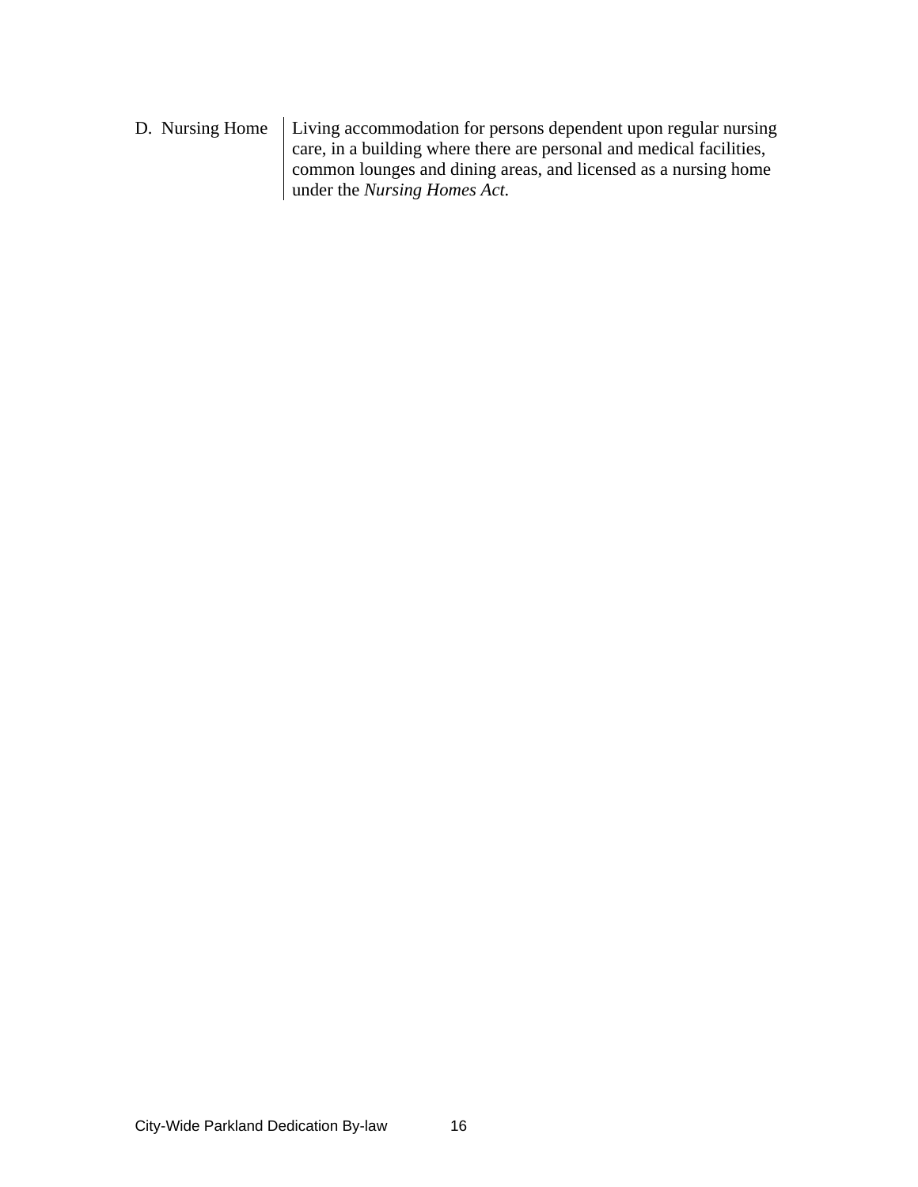| | |
|---|---|
| D. Nursing Home | Living accommodation for persons dependent upon regular nursing care, in a building where there are personal and medical facilities, common lounges and dining areas, and licensed as a nursing home under the *Nursing Homes Act.* |